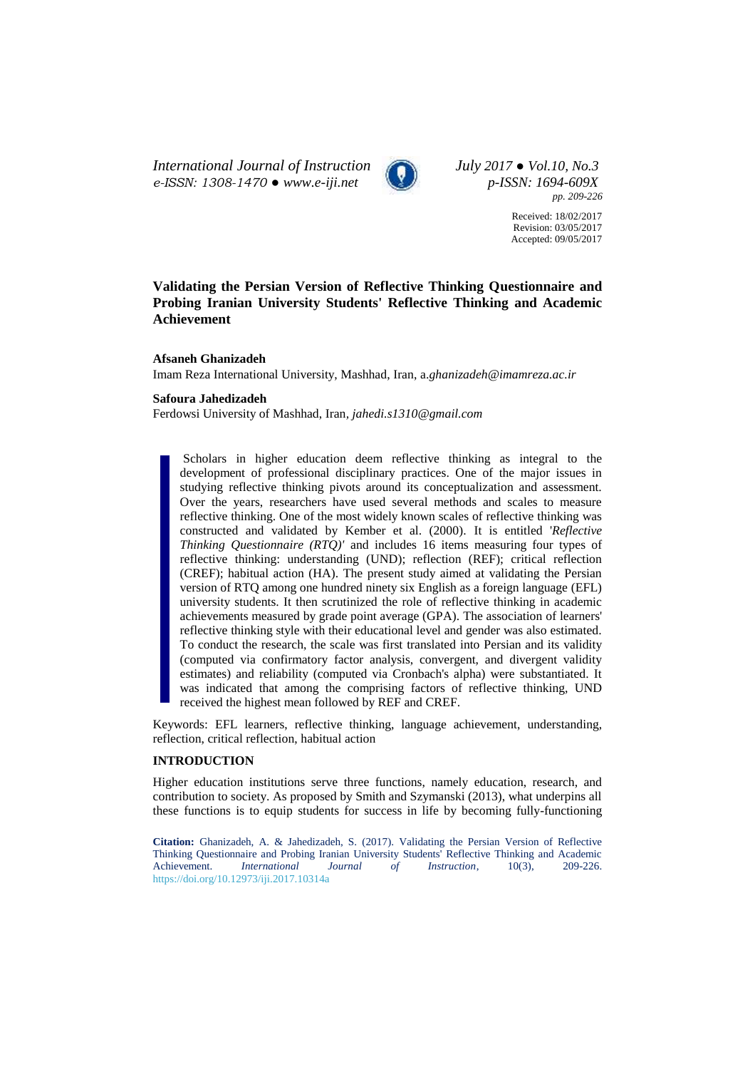**Received:** 18/02/2017
**Revision:** 03/05/2017
**Accepted:** 09/05/2017

# Validating the Persian Version of Reflective Thinking Questionnaire and Probing Iranian University Students' Reflective Thinking and Academic Achievement

**Afsaneh Ghanizadeh**
Imam Reza International University, Mashhad, Iran, a.*ghanizadeh@imamreza.ac.ir*

**Safoura Jahedizadeh**
Ferdowsi University of Mashhad, Iran, *jahedi.s1310@gmail.com*

Scholars in higher education deem reflective thinking as integral to the development of professional disciplinary practices. One of the major issues in studying reflective thinking pivots around its conceptualization and assessment. Over the years, researchers have used several methods and scales to measure reflective thinking. One of the most widely known scales of reflective thinking was constructed and validated by Kember et al. (2000). It is entitled '*Reflective Thinking Questionnaire (RTQ)*' and includes 16 items measuring four types of reflective thinking: understanding (UND); reflection (REF); critical reflection (CREF); habitual action (HA). The present study aimed at validating the Persian version of RTQ among one hundred ninety six English as a foreign language (EFL) university students. It then scrutinized the role of reflective thinking in academic achievements measured by grade point average (GPA). The association of learners' reflective thinking style with their educational level and gender was also estimated. To conduct the research, the scale was first translated into Persian and its validity (computed via confirmatory factor analysis, convergent, and divergent validity estimates) and reliability (computed via Cronbach's alpha) were substantiated. It was indicated that among the comprising factors of reflective thinking, UND received the highest mean followed by REF and CREF.

Keywords: EFL learners, reflective thinking, language achievement, understanding, reflection, critical reflection, habitual action

## INTRODUCTION

Higher education institutions serve three functions, namely education, research, and contribution to society. As proposed by Smith and Szymanski (2013), what underpins all these functions is to equip students for success in life by becoming fully-functioning

**Citation:** Ghanizadeh, A. & Jahedizadeh, S. (2017). Validating the Persian Version of Reflective Thinking Questionnaire and Probing Iranian University Students' Reflective Thinking and Academic Achievement. *International Journal of Instruction*, 10(3), 209-226. https://doi.org/10.12973/iji.2017.10314a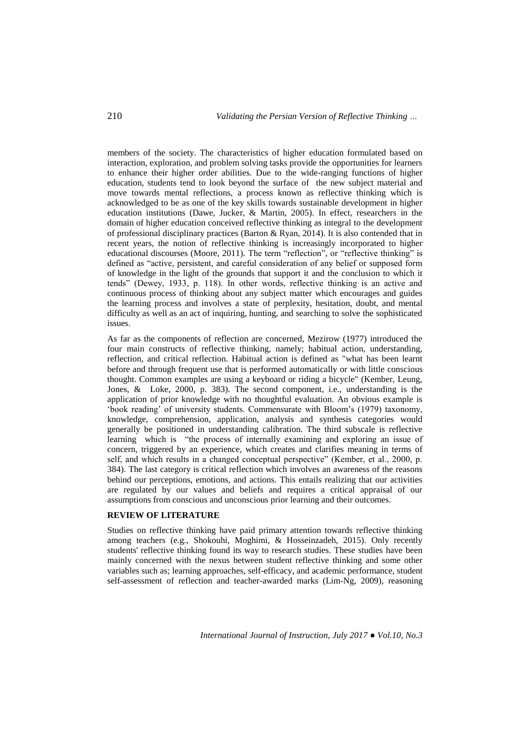members of the society. The characteristics of higher education formulated based on interaction, exploration, and problem solving tasks provide the opportunities for learners to enhance their higher order abilities. Due to the wide-ranging functions of higher education, students tend to look beyond the surface of the new subject material and move towards mental reflections, a process known as reflective thinking which is acknowledged to be as one of the key skills towards sustainable development in higher education institutions (Dawe, Jucker, & Martin, 2005). In effect, researchers in the domain of higher education conceived reflective thinking as integral to the development of professional disciplinary practices (Barton & Ryan, 2014). It is also contended that in recent years, the notion of reflective thinking is increasingly incorporated to higher educational discourses (Moore, 2011). The term "reflection", or "reflective thinking" is defined as "active, persistent, and careful consideration of any belief or supposed form of knowledge in the light of the grounds that support it and the conclusion to which it tends" (Dewey, 1933, p. 118). In other words, reflective thinking is an active and continuous process of thinking about any subject matter which encourages and guides the learning process and involves a state of perplexity, hesitation, doubt, and mental difficulty as well as an act of inquiring, hunting, and searching to solve the sophisticated issues.

As far as the components of reflection are concerned, Mezirow (1977) introduced the four main constructs of reflective thinking, namely; habitual action, understanding, reflection, and critical reflection. Habitual action is defined as "what has been learnt before and through frequent use that is performed automatically or with little conscious thought. Common examples are using a keyboard or riding a bicycle" (Kember, Leung, Jones, & Loke, 2000, p. 383). The second component, i.e., understanding is the application of prior knowledge with no thoughtful evaluation. An obvious example is 'book reading' of university students. Commensurate with Bloom's (1979) taxonomy, knowledge, comprehension, application, analysis and synthesis categories would generally be positioned in understanding calibration. The third subscale is reflective learning which is "the process of internally examining and exploring an issue of concern, triggered by an experience, which creates and clarifies meaning in terms of self, and which results in a changed conceptual perspective" (Kember, et al., 2000, p. 384). The last category is critical reflection which involves an awareness of the reasons behind our perceptions, emotions, and actions. This entails realizing that our activities are regulated by our values and beliefs and requires a critical appraisal of our assumptions from conscious and unconscious prior learning and their outcomes.

## REVIEW OF LITERATURE

Studies on reflective thinking have paid primary attention towards reflective thinking among teachers (e.g., Shokouhi, Moghimi, & Hosseinzadeh, 2015). Only recently students' reflective thinking found its way to research studies. These studies have been mainly concerned with the nexus between student reflective thinking and some other variables such as; learning approaches, self-efficacy, and academic performance, student self-assessment of reflection and teacher-awarded marks (Lim-Ng, 2009), reasoning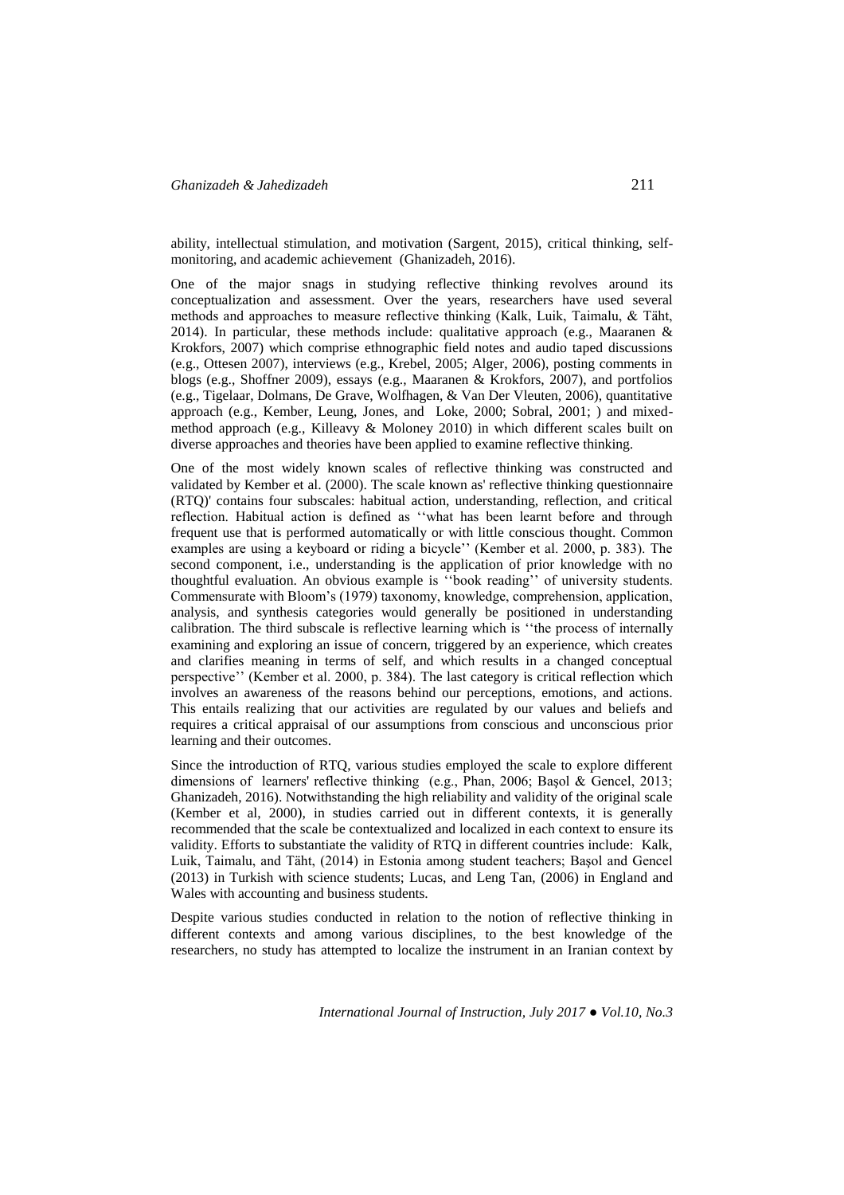ability, intellectual stimulation, and motivation (Sargent, 2015), critical thinking, self-monitoring, and academic achievement (Ghanizadeh, 2016).

One of the major snags in studying reflective thinking revolves around its conceptualization and assessment. Over the years, researchers have used several methods and approaches to measure reflective thinking (Kalk, Luik, Taimalu, & Täht, 2014). In particular, these methods include: qualitative approach (e.g., Maaranen & Krokfors, 2007) which comprise ethnographic field notes and audio taped discussions (e.g., Ottesen 2007), interviews (e.g., Krebel, 2005; Alger, 2006), posting comments in blogs (e.g., Shoffner 2009), essays (e.g., Maaranen & Krokfors, 2007), and portfolios (e.g., Tigelaar, Dolmans, De Grave, Wolfhagen, & Van Der Vleuten, 2006), quantitative approach (e.g., Kember, Leung, Jones, and Loke, 2000; Sobral, 2001; ) and mixed-method approach (e.g., Killeavy & Moloney 2010) in which different scales built on diverse approaches and theories have been applied to examine reflective thinking.

One of the most widely known scales of reflective thinking was constructed and validated by Kember et al. (2000). The scale known as' reflective thinking questionnaire (RTQ)' contains four subscales: habitual action, understanding, reflection, and critical reflection. Habitual action is defined as ''what has been learnt before and through frequent use that is performed automatically or with little conscious thought. Common examples are using a keyboard or riding a bicycle'' (Kember et al. 2000, p. 383). The second component, i.e., understanding is the application of prior knowledge with no thoughtful evaluation. An obvious example is ''book reading'' of university students. Commensurate with Bloom's (1979) taxonomy, knowledge, comprehension, application, analysis, and synthesis categories would generally be positioned in understanding calibration. The third subscale is reflective learning which is ''the process of internally examining and exploring an issue of concern, triggered by an experience, which creates and clarifies meaning in terms of self, and which results in a changed conceptual perspective'' (Kember et al. 2000, p. 384). The last category is critical reflection which involves an awareness of the reasons behind our perceptions, emotions, and actions. This entails realizing that our activities are regulated by our values and beliefs and requires a critical appraisal of our assumptions from conscious and unconscious prior learning and their outcomes.

Since the introduction of RTQ, various studies employed the scale to explore different dimensions of learners' reflective thinking (e.g., Phan, 2006; Başol & Gencel, 2013; Ghanizadeh, 2016). Notwithstanding the high reliability and validity of the original scale (Kember et al, 2000), in studies carried out in different contexts, it is generally recommended that the scale be contextualized and localized in each context to ensure its validity. Efforts to substantiate the validity of RTQ in different countries include: Kalk, Luik, Taimalu, and Täht, (2014) in Estonia among student teachers; Başol and Gencel (2013) in Turkish with science students; Lucas, and Leng Tan, (2006) in England and Wales with accounting and business students.

Despite various studies conducted in relation to the notion of reflective thinking in different contexts and among various disciplines, to the best knowledge of the researchers, no study has attempted to localize the instrument in an Iranian context by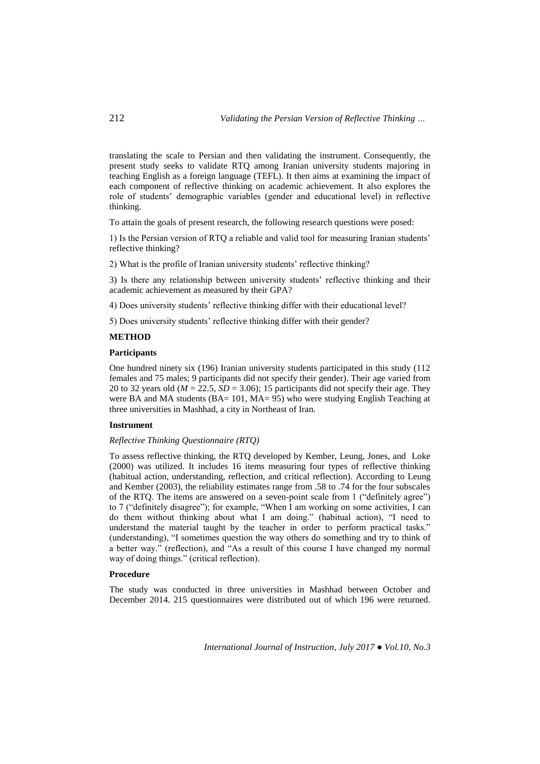translating the scale to Persian and then validating the instrument. Consequently, the present study seeks to validate RTQ among Iranian university students majoring in teaching English as a foreign language (TEFL). It then aims at examining the impact of each component of reflective thinking on academic achievement. It also explores the role of students' demographic variables (gender and educational level) in reflective thinking.

To attain the goals of present research, the following research questions were posed:

1) Is the Persian version of RTQ a reliable and valid tool for measuring Iranian students' reflective thinking?

2) What is the profile of Iranian university students' reflective thinking?

3) Is there any relationship between university students' reflective thinking and their academic achievement as measured by their GPA?

4) Does university students' reflective thinking differ with their educational level?

5) Does university students' reflective thinking differ with their gender?

## METHOD

### Participants

One hundred ninety six (196) Iranian university students participated in this study (112 females and 75 males; 9 participants did not specify their gender). Their age varied from 20 to 32 years old ($M = 22.5$, $SD = 3.06$); 15 participants did not specify their age. They were BA and MA students (BA= 101, MA= 95) who were studying English Teaching at three universities in Mashhad, a city in Northeast of Iran.

### Instrument

*Reflective Thinking Questionnaire (RTQ)*

To assess reflective thinking, the RTQ developed by Kember, Leung, Jones, and Loke (2000) was utilized. It includes 16 items measuring four types of reflective thinking (habitual action, understanding, reflection, and critical reflection). According to Leung and Kember (2003), the reliability estimates range from .58 to .74 for the four subscales of the RTQ. The items are answered on a seven-point scale from 1 ("definitely agree") to 7 ("definitely disagree"); for example, "When I am working on some activities, I can do them without thinking about what I am doing." (habitual action), "I need to understand the material taught by the teacher in order to perform practical tasks." (understanding), "I sometimes question the way others do something and try to think of a better way." (reflection), and "As a result of this course I have changed my normal way of doing things." (critical reflection).

### Procedure

The study was conducted in three universities in Mashhad between October and December 2014. 215 questionnaires were distributed out of which 196 were returned.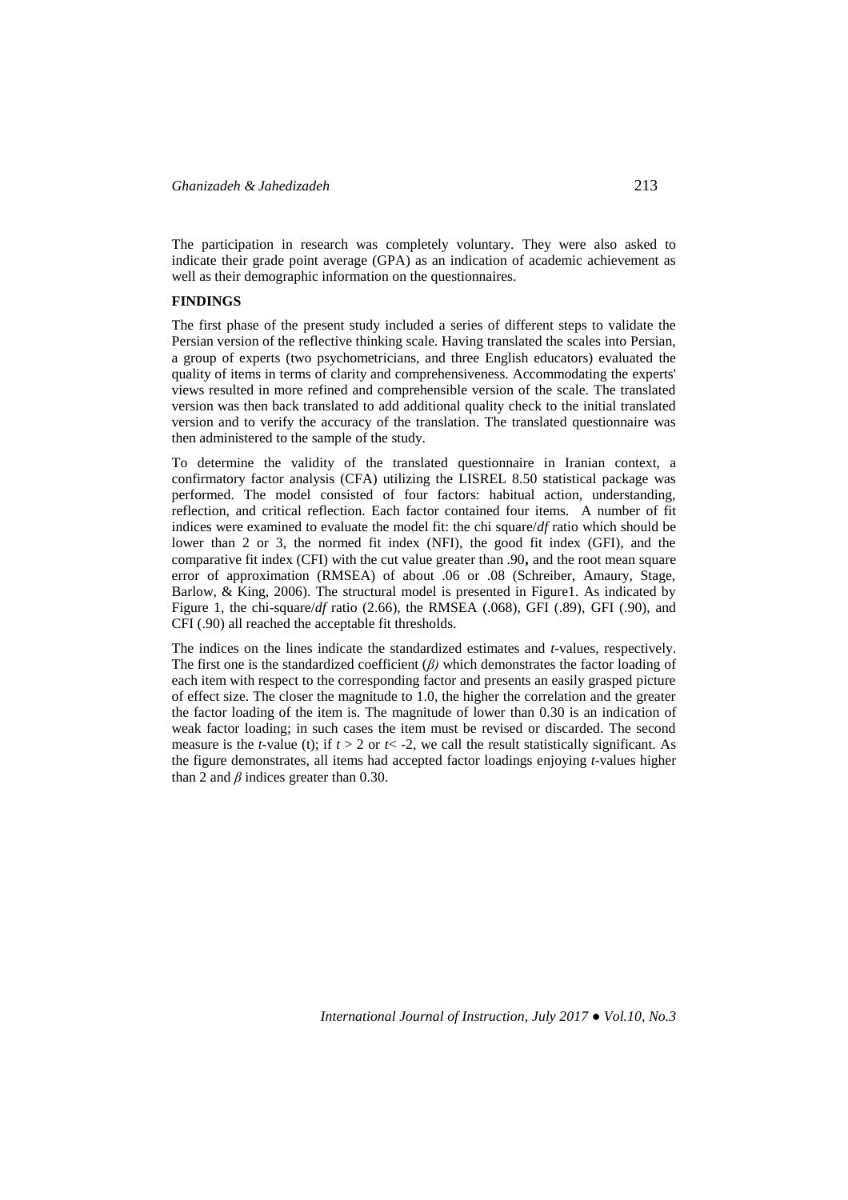The participation in research was completely voluntary. They were also asked to indicate their grade point average (GPA) as an indication of academic achievement as well as their demographic information on the questionnaires.

**FINDINGS**

The first phase of the present study included a series of different steps to validate the Persian version of the reflective thinking scale. Having translated the scales into Persian, a group of experts (two psychometricians, and three English educators) evaluated the quality of items in terms of clarity and comprehensiveness. Accommodating the experts' views resulted in more refined and comprehensible version of the scale. The translated version was then back translated to add additional quality check to the initial translated version and to verify the accuracy of the translation. The translated questionnaire was then administered to the sample of the study.

To determine the validity of the translated questionnaire in Iranian context, a confirmatory factor analysis (CFA) utilizing the LISREL 8.50 statistical package was performed. The model consisted of four factors: habitual action, understanding, reflection, and critical reflection. Each factor contained four items. A number of fit indices were examined to evaluate the model fit: the chi square/*df* ratio which should be lower than 2 or 3, the normed fit index (NFI), the good fit index (GFI), and the comparative fit index (CFI) with the cut value greater than .90**,** and the root mean square error of approximation (RMSEA) of about .06 or .08 (Schreiber, Amaury, Stage, Barlow, & King, 2006). The structural model is presented in Figure1. As indicated by Figure 1, the chi-square/*df* ratio (2.66), the RMSEA (.068), GFI (.89), GFI (.90), and CFI (.90) all reached the acceptable fit thresholds.

The indices on the lines indicate the standardized estimates and *t*-values, respectively. The first one is the standardized coefficient (*β)* which demonstrates the factor loading of each item with respect to the corresponding factor and presents an easily grasped picture of effect size. The closer the magnitude to 1.0, the higher the correlation and the greater the factor loading of the item is. The magnitude of lower than 0.30 is an indication of weak factor loading; in such cases the item must be revised or discarded. The second measure is the *t*-value (t); if $t > 2$ or $t < -2$, we call the result statistically significant. As the figure demonstrates, all items had accepted factor loadings enjoying *t*-values higher than 2 and $\beta$ indices greater than 0.30.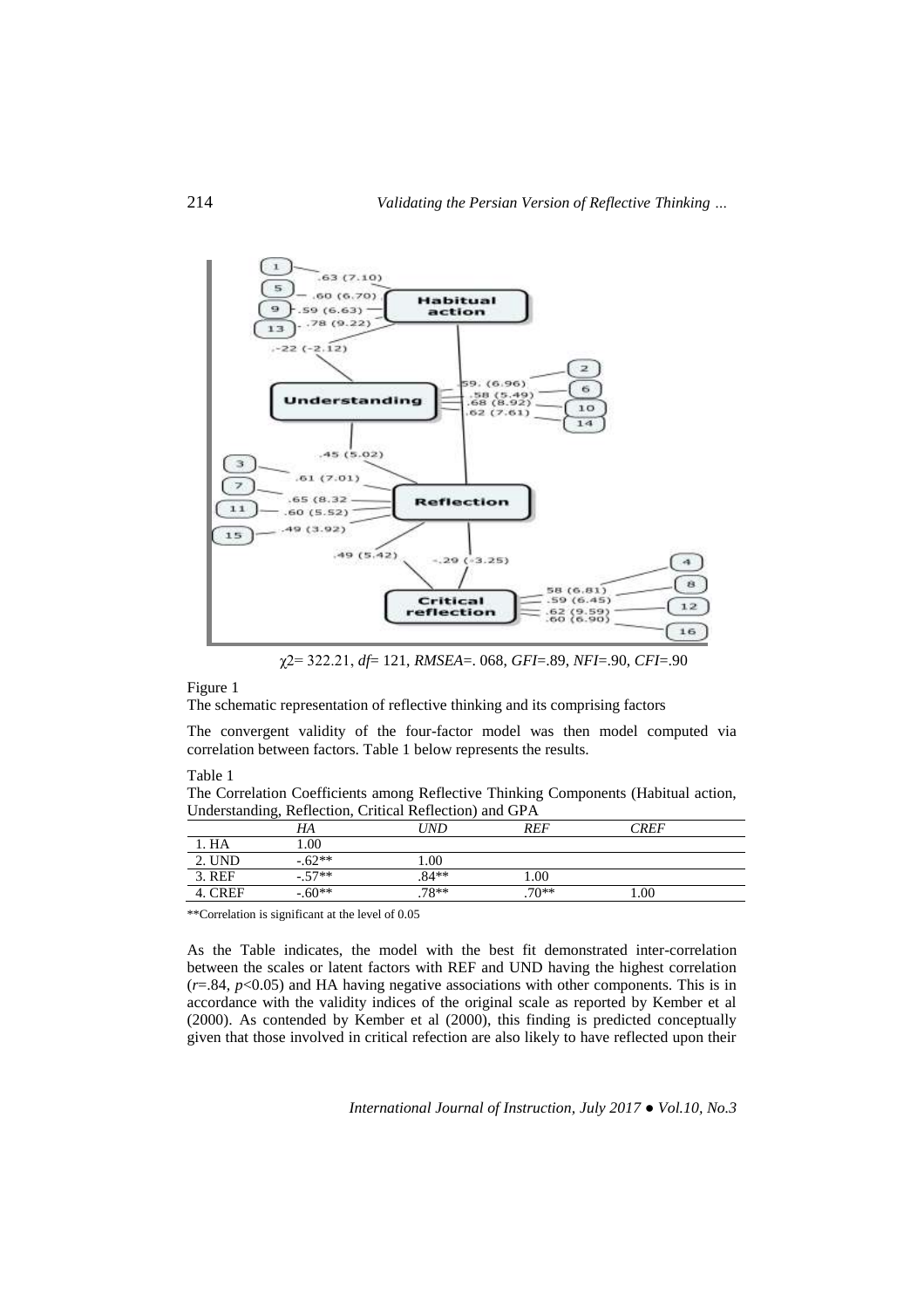1

5

9

13

.63 (7.10)

.60 (6.70)

.59 (6.63)

.78 (9.22)

Habitual action

.-22 (-2.12)

Understanding

59. (6.96)

.58 (5.49)

.68 (8.92)

.62 (7.61)

2

6

10

14

.45 (5.02)

3

7

11

15

.61 (7.01)

.65 (8.32

.60 (5.52)

.49 (3.92)

Reflection

.49 (5.42)

-.29 (-3.25)

Critical reflection

58 (6.81)

.59 (6.45)

.62 (9.59)

.60 (6.90)

4

8

12

16

$\chi 2$= 322.21, *df*= 121, *RMSEA*=. 068, *GFI*=.89, *NFI*=.90, *CFI*=.90

Figure 1

The schematic representation of reflective thinking and its comprising factors

The convergent validity of the four-factor model was then model computed via correlation between factors. Table 1 below represents the results.

Table 1

The Correlation Coefficients among Reflective Thinking Components (Habitual action, Understanding, Reflection, Critical Reflection) and GPA

| | *HA* | *UND* | *REF* | *CREF* |
|---|---|---|---|---|
| 1. HA | 1.00 | | | |
| 2. UND | -.62** | 1.00 | | |
| 3. REF | -.57** | .84** | 1.00 | |
| 4. CREF | -.60** | .78** | .70** | 1.00 |

**Correlation is significant at the level of 0.05

As the Table indicates, the model with the best fit demonstrated inter-correlation between the scales or latent factors with REF and UND having the highest correlation ($r$=.84, $p$<0.05) and HA having negative associations with other components. This is in accordance with the validity indices of the original scale as reported by Kember et al (2000). As contended by Kember et al (2000), this finding is predicted conceptually given that those involved in critical refection are also likely to have reflected upon their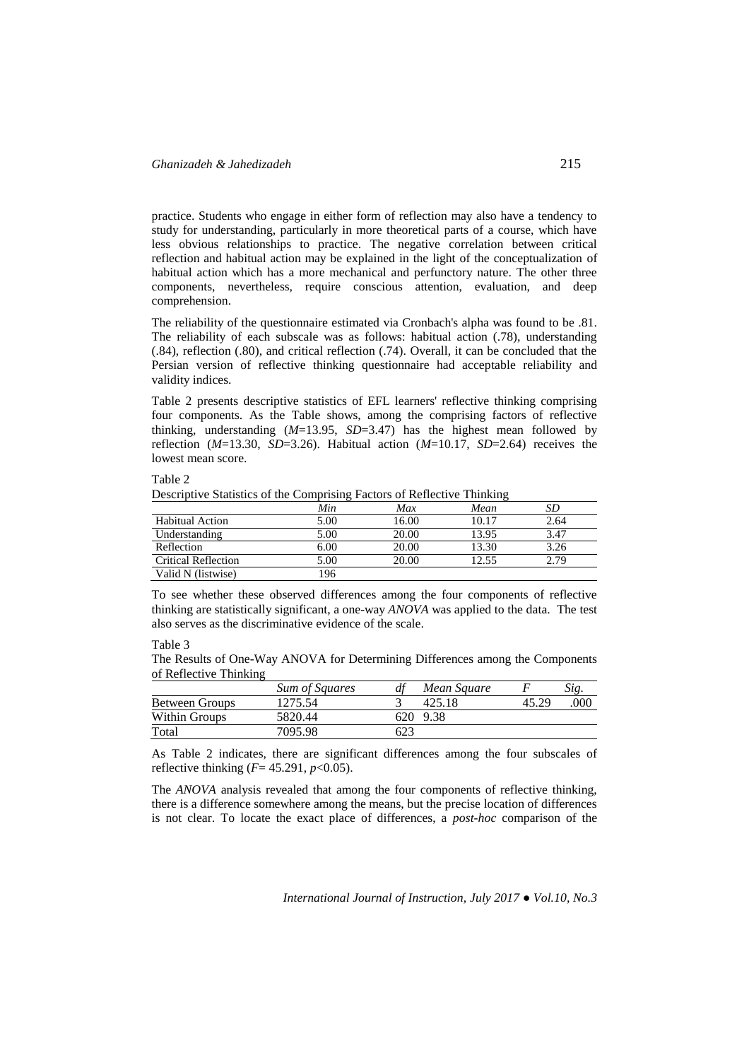practice. Students who engage in either form of reflection may also have a tendency to study for understanding, particularly in more theoretical parts of a course, which have less obvious relationships to practice. The negative correlation between critical reflection and habitual action may be explained in the light of the conceptualization of habitual action which has a more mechanical and perfunctory nature. The other three components, nevertheless, require conscious attention, evaluation, and deep comprehension.

The reliability of the questionnaire estimated via Cronbach's alpha was found to be .81. The reliability of each subscale was as follows: habitual action (.78), understanding (.84), reflection (.80), and critical reflection (.74). Overall, it can be concluded that the Persian version of reflective thinking questionnaire had acceptable reliability and validity indices.

Table 2 presents descriptive statistics of EFL learners' reflective thinking comprising four components. As the Table shows, among the comprising factors of reflective thinking, understanding (*M*=13.95, *SD*=3.47) has the highest mean followed by reflection (*M*=13.30, *SD*=3.26). Habitual action (*M*=10.17, *SD*=2.64) receives the lowest mean score.

Table 2

Descriptive Statistics of the Comprising Factors of Reflective Thinking

| | *Min* | *Max* | *Mean* | *SD* |
|---|---|---|---|---|
| Habitual Action | 5.00 | 16.00 | 10.17 | 2.64 |
| Understanding | 5.00 | 20.00 | 13.95 | 3.47 |
| Reflection | 6.00 | 20.00 | 13.30 | 3.26 |
| Critical Reflection | 5.00 | 20.00 | 12.55 | 2.79 |
| Valid N (listwise) | 196 | | | |

To see whether these observed differences among the four components of reflective thinking are statistically significant, a one-way *ANOVA* was applied to the data. The test also serves as the discriminative evidence of the scale.

Table 3

The Results of One-Way ANOVA for Determining Differences among the Components of Reflective Thinking

| | *Sum of Squares* | *df* | *Mean Square* | *F* | *Sig.* |
|---|---|---|---|---|---|
| Between Groups | 1275.54 | 3 | 425.18 | 45.29 | .000 |
| Within Groups | 5820.44 | 620 | 9.38 | | |
| Total | 7095.98 | 623 | | | |

As Table 2 indicates, there are significant differences among the four subscales of reflective thinking ($F$= 45.291, $p$<0.05).

The *ANOVA* analysis revealed that among the four components of reflective thinking, there is a difference somewhere among the means, but the precise location of differences is not clear. To locate the exact place of differences, a *post-hoc* comparison of the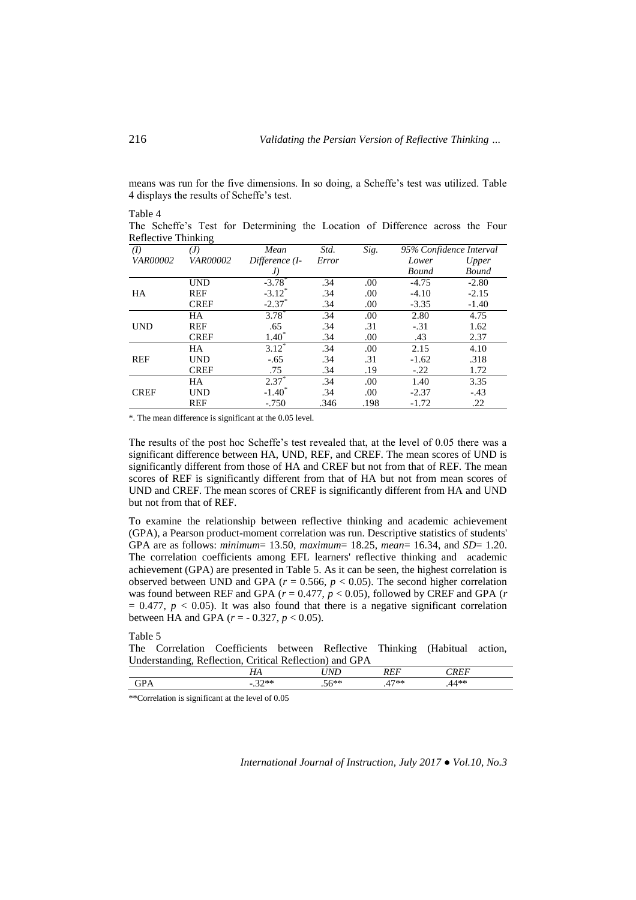means was run for the five dimensions. In so doing, a Scheffe's test was utilized. Table 4 displays the results of Scheffe's test.

Table 4
The Scheffe's Test for Determining the Location of Difference across the Four Reflective Thinking

| (I) VAR00002 | (J) VAR00002 | Mean Difference (I-J) | Std. Error | Sig. | 95% Confidence Interval | |
|---|---|---|---|---|---|---|
| | | | | | Lower Bound | Upper Bound |
| HA | UND | -3.78* | .34 | .00 | -4.75 | -2.80 |
| | REF | -3.12* | .34 | .00 | -4.10 | -2.15 |
| | CREF | -2.37* | .34 | .00 | -3.35 | -1.40 |
| UND | HA | 3.78* | .34 | .00 | 2.80 | 4.75 |
| | REF | .65 | .34 | .31 | -.31 | 1.62 |
| | CREF | 1.40* | .34 | .00 | .43 | 2.37 |
| REF | HA | 3.12* | .34 | .00 | 2.15 | 4.10 |
| | UND | -.65 | .34 | .31 | -1.62 | .318 |
| | CREF | .75 | .34 | .19 | -.22 | 1.72 |
| CREF | HA | 2.37* | .34 | .00 | 1.40 | 3.35 |
| | UND | -1.40* | .34 | .00 | -2.37 | -.43 |
| | REF | -.750 | .346 | .198 | -1.72 | .22 |

*. The mean difference is significant at the 0.05 level.

The results of the post hoc Scheffe's test revealed that, at the level of 0.05 there was a significant difference between HA, UND, REF, and CREF. The mean scores of UND is significantly different from those of HA and CREF but not from that of REF. The mean scores of REF is significantly different from that of HA but not from mean scores of UND and CREF. The mean scores of CREF is significantly different from HA and UND but not from that of REF.

To examine the relationship between reflective thinking and academic achievement (GPA), a Pearson product-moment correlation was run. Descriptive statistics of students' GPA are as follows: *minimum*= 13.50, *maximum*= 18.25, *mean*= 16.34, and *SD*= 1.20. The correlation coefficients among EFL learners' reflective thinking and academic achievement (GPA) are presented in Table 5. As it can be seen, the highest correlation is observed between UND and GPA ($r = 0.566$, $p < 0.05$). The second higher correlation was found between REF and GPA ($r = 0.477$, $p < 0.05$), followed by CREF and GPA ($r = 0.477$, $p < 0.05$). It was also found that there is a negative significant correlation between HA and GPA ($r = -0.327$, $p < 0.05$).

Table 5
The Correlation Coefficients between Reflective Thinking (Habitual action, Understanding, Reflection, Critical Reflection) and GPA

| | *HA* | *UND* | *REF* | *CREF* |
|---|---|---|---|---|
| GPA | -.32** | .56** | .47** | .44** |

**Correlation is significant at the level of 0.05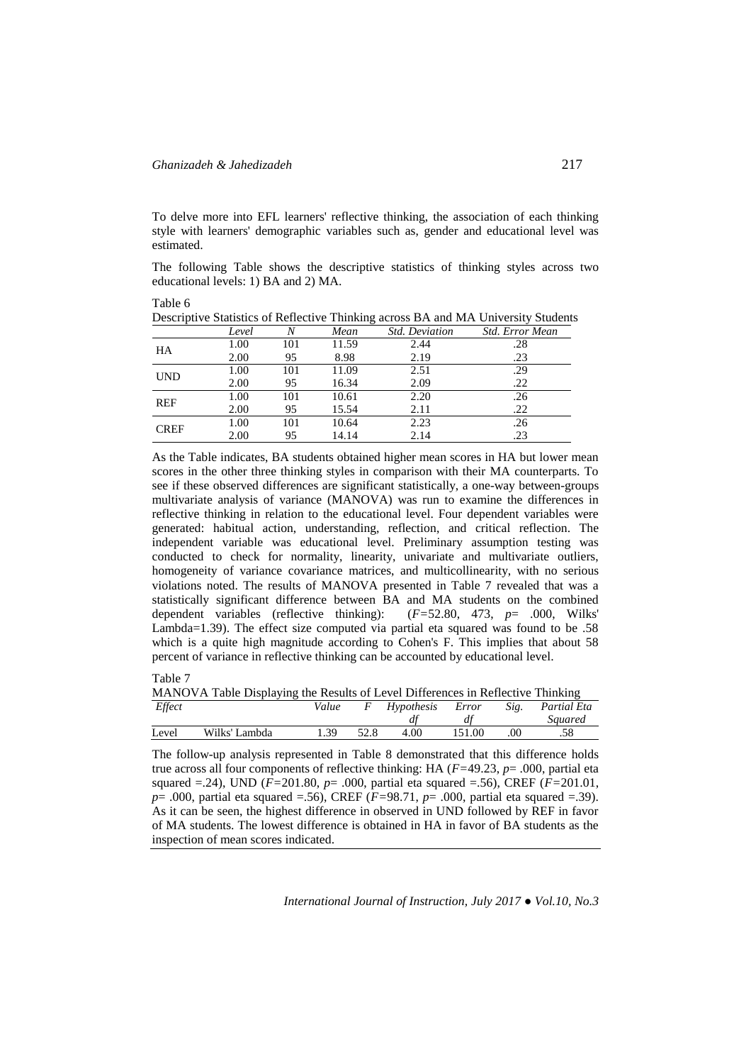To delve more into EFL learners' reflective thinking, the association of each thinking style with learners' demographic variables such as, gender and educational level was estimated.

The following Table shows the descriptive statistics of thinking styles across two educational levels: 1) BA and 2) MA.

Table 6
Descriptive Statistics of Reflective Thinking across BA and MA University Students

| | *Level* | *N* | *Mean* | *Std. Deviation* | *Std. Error Mean* |
|---|---|---|---|---|---|
| HA | 1.00 | 101 | 11.59 | 2.44 | .28 |
| | 2.00 | 95 | 8.98 | 2.19 | .23 |
| UND | 1.00 | 101 | 11.09 | 2.51 | .29 |
| | 2.00 | 95 | 16.34 | 2.09 | .22 |
| REF | 1.00 | 101 | 10.61 | 2.20 | .26 |
| | 2.00 | 95 | 15.54 | 2.11 | .22 |
| CREF | 1.00 | 101 | 10.64 | 2.23 | .26 |
| | 2.00 | 95 | 14.14 | 2.14 | .23 |

As the Table indicates, BA students obtained higher mean scores in HA but lower mean scores in the other three thinking styles in comparison with their MA counterparts. To see if these observed differences are significant statistically, a one-way between-groups multivariate analysis of variance (MANOVA) was run to examine the differences in reflective thinking in relation to the educational level. Four dependent variables were generated: habitual action, understanding, reflection, and critical reflection. The independent variable was educational level. Preliminary assumption testing was conducted to check for normality, linearity, univariate and multivariate outliers, homogeneity of variance covariance matrices, and multicollinearity, with no serious violations noted. The results of MANOVA presented in Table 7 revealed that was a statistically significant difference between BA and MA students on the combined dependent variables (reflective thinking): ($F$=52.80, 473, $p$= .000, Wilks' Lambda=1.39). The effect size computed via partial eta squared was found to be .58 which is a quite high magnitude according to Cohen's F. This implies that about 58 percent of variance in reflective thinking can be accounted by educational level.

Table 7
MANOVA Table Displaying the Results of Level Differences in Reflective Thinking

| *Effect* | | *Value* | *F* | *Hypothesis df* | *Error df* | *Sig.* | *Partial Eta Squared* |
|---|---|---|---|---|---|---|---|
| Level | Wilks' Lambda | 1.39 | 52.8 | 4.00 | 151.00 | .00 | .58 |

The follow-up analysis represented in Table 8 demonstrated that this difference holds true across all four components of reflective thinking: HA ($F$=49.23, $p$= .000, partial eta squared =.24), UND ($F$=201.80, $p$= .000, partial eta squared =.56), CREF ($F$=201.01, $p$= .000, partial eta squared =.56), CREF ($F$=98.71, $p$= .000, partial eta squared =.39). As it can be seen, the highest difference in observed in UND followed by REF in favor of MA students. The lowest difference is obtained in HA in favor of BA students as the inspection of mean scores indicated.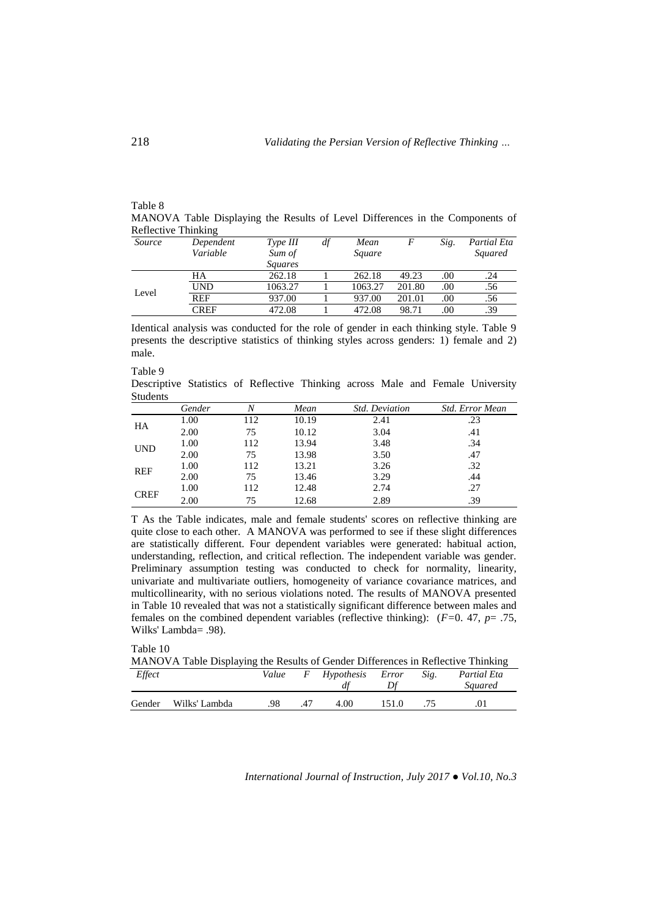Table 8

MANOVA Table Displaying the Results of Level Differences in the Components of Reflective Thinking

| *Source* | *Dependent Variable* | *Type III Sum of Squares* | *df* | *Mean Square* | *F* | *Sig.* | *Partial Eta Squared* |
|---|---|---|---|---|---|---|---|
| Level | HA | 262.18 | 1 | 262.18 | 49.23 | .00 | .24 |
| | UND | 1063.27 | 1 | 1063.27 | 201.80 | .00 | .56 |
| | REF | 937.00 | 1 | 937.00 | 201.01 | .00 | .56 |
| | CREF | 472.08 | 1 | 472.08 | 98.71 | .00 | .39 |

Identical analysis was conducted for the role of gender in each thinking style. Table 9 presents the descriptive statistics of thinking styles across genders: 1) female and 2) male.

Table 9

Descriptive Statistics of Reflective Thinking across Male and Female University Students

| | *Gender* | *N* | *Mean* | *Std. Deviation* | *Std. Error Mean* |
|---|---|---|---|---|---|
| HA | 1.00 | 112 | 10.19 | 2.41 | .23 |
| | 2.00 | 75 | 10.12 | 3.04 | .41 |
| UND | 1.00 | 112 | 13.94 | 3.48 | .34 |
| | 2.00 | 75 | 13.98 | 3.50 | .47 |
| REF | 1.00 | 112 | 13.21 | 3.26 | .32 |
| | 2.00 | 75 | 13.46 | 3.29 | .44 |
| CREF | 1.00 | 112 | 12.48 | 2.74 | .27 |
| | 2.00 | 75 | 12.68 | 2.89 | .39 |

T As the Table indicates, male and female students' scores on reflective thinking are quite close to each other. A MANOVA was performed to see if these slight differences are statistically different. Four dependent variables were generated: habitual action, understanding, reflection, and critical reflection. The independent variable was gender. Preliminary assumption testing was conducted to check for normality, linearity, univariate and multivariate outliers, homogeneity of variance covariance matrices, and multicollinearity, with no serious violations noted. The results of MANOVA presented in Table 10 revealed that was not a statistically significant difference between males and females on the combined dependent variables (reflective thinking): ($F$=0. 47, $p$= .75, Wilks' Lambda= .98).

Table 10

MANOVA Table Displaying the Results of Gender Differences in Reflective Thinking

| *Effect* | | *Value* | *F* | *Hypothesis df* | *Error Df* | *Sig.* | *Partial Eta Squared* |
|---|---|---|---|---|---|---|---|
| Gender | Wilks' Lambda | .98 | .47 | 4.00 | 151.0 | .75 | .01 |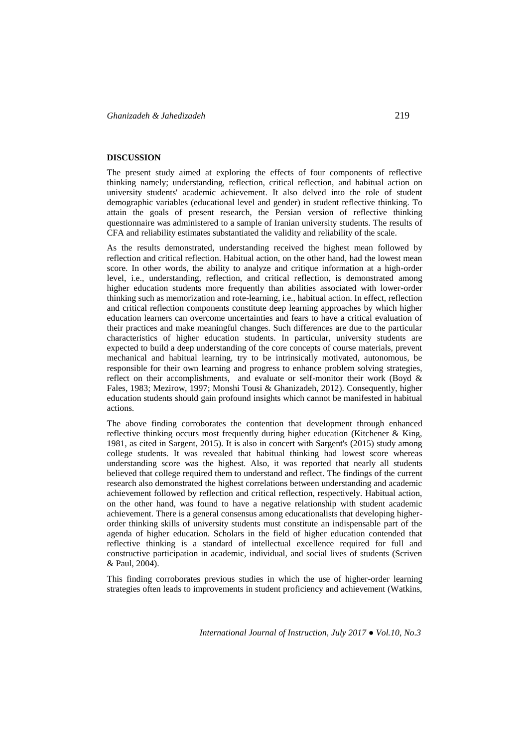## DISCUSSION

The present study aimed at exploring the effects of four components of reflective thinking namely; understanding, reflection, critical reflection, and habitual action on university students' academic achievement. It also delved into the role of student demographic variables (educational level and gender) in student reflective thinking. To attain the goals of present research, the Persian version of reflective thinking questionnaire was administered to a sample of Iranian university students. The results of CFA and reliability estimates substantiated the validity and reliability of the scale.

As the results demonstrated, understanding received the highest mean followed by reflection and critical reflection. Habitual action, on the other hand, had the lowest mean score. In other words, the ability to analyze and critique information at a high-order level, i.e., understanding, reflection, and critical reflection, is demonstrated among higher education students more frequently than abilities associated with lower-order thinking such as memorization and rote-learning, i.e., habitual action. In effect, reflection and critical reflection components constitute deep learning approaches by which higher education learners can overcome uncertainties and fears to have a critical evaluation of their practices and make meaningful changes. Such differences are due to the particular characteristics of higher education students. In particular, university students are expected to build a deep understanding of the core concepts of course materials, prevent mechanical and habitual learning, try to be intrinsically motivated, autonomous, be responsible for their own learning and progress to enhance problem solving strategies, reflect on their accomplishments, and evaluate or self-monitor their work (Boyd & Fales, 1983; Mezirow, 1997; Monshi Tousi & Ghanizadeh, 2012). Consequently, higher education students should gain profound insights which cannot be manifested in habitual actions.

The above finding corroborates the contention that development through enhanced reflective thinking occurs most frequently during higher education (Kitchener & King, 1981, as cited in Sargent, 2015). It is also in concert with Sargent's (2015) study among college students. It was revealed that habitual thinking had lowest score whereas understanding score was the highest. Also, it was reported that nearly all students believed that college required them to understand and reflect. The findings of the current research also demonstrated the highest correlations between understanding and academic achievement followed by reflection and critical reflection, respectively. Habitual action, on the other hand, was found to have a negative relationship with student academic achievement. There is a general consensus among educationalists that developing higher-order thinking skills of university students must constitute an indispensable part of the agenda of higher education. Scholars in the field of higher education contended that reflective thinking is a standard of intellectual excellence required for full and constructive participation in academic, individual, and social lives of students (Scriven & Paul, 2004).

This finding corroborates previous studies in which the use of higher-order learning strategies often leads to improvements in student proficiency and achievement (Watkins,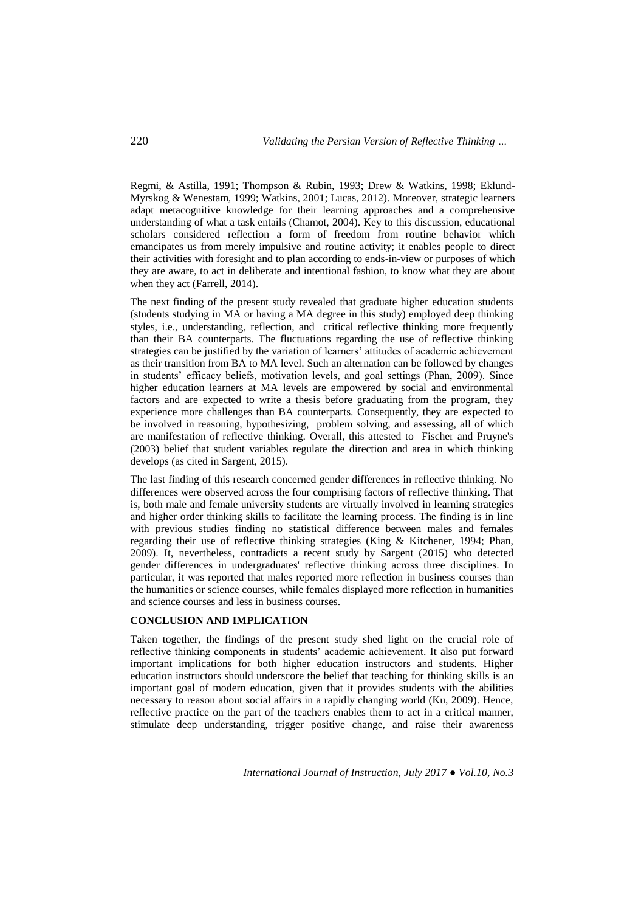Regmi, & Astilla, 1991; Thompson & Rubin, 1993; Drew & Watkins, 1998; Eklund-Myrskog & Wenestam, 1999; Watkins, 2001; Lucas, 2012). Moreover, strategic learners adapt metacognitive knowledge for their learning approaches and a comprehensive understanding of what a task entails (Chamot, 2004). Key to this discussion, educational scholars considered reflection a form of freedom from routine behavior which emancipates us from merely impulsive and routine activity; it enables people to direct their activities with foresight and to plan according to ends-in-view or purposes of which they are aware, to act in deliberate and intentional fashion, to know what they are about when they act (Farrell, 2014).

The next finding of the present study revealed that graduate higher education students (students studying in MA or having a MA degree in this study) employed deep thinking styles, i.e., understanding, reflection, and critical reflective thinking more frequently than their BA counterparts. The fluctuations regarding the use of reflective thinking strategies can be justified by the variation of learners' attitudes of academic achievement as their transition from BA to MA level. Such an alternation can be followed by changes in students' efficacy beliefs, motivation levels, and goal settings (Phan, 2009). Since higher education learners at MA levels are empowered by social and environmental factors and are expected to write a thesis before graduating from the program, they experience more challenges than BA counterparts. Consequently, they are expected to be involved in reasoning, hypothesizing, problem solving, and assessing, all of which are manifestation of reflective thinking. Overall, this attested to Fischer and Pruyne's (2003) belief that student variables regulate the direction and area in which thinking develops (as cited in Sargent, 2015).

The last finding of this research concerned gender differences in reflective thinking. No differences were observed across the four comprising factors of reflective thinking. That is, both male and female university students are virtually involved in learning strategies and higher order thinking skills to facilitate the learning process. The finding is in line with previous studies finding no statistical difference between males and females regarding their use of reflective thinking strategies (King & Kitchener, 1994; Phan, 2009). It, nevertheless, contradicts a recent study by Sargent (2015) who detected gender differences in undergraduates' reflective thinking across three disciplines. In particular, it was reported that males reported more reflection in business courses than the humanities or science courses, while females displayed more reflection in humanities and science courses and less in business courses.

## CONCLUSION AND IMPLICATION

Taken together, the findings of the present study shed light on the crucial role of reflective thinking components in students' academic achievement. It also put forward important implications for both higher education instructors and students. Higher education instructors should underscore the belief that teaching for thinking skills is an important goal of modern education, given that it provides students with the abilities necessary to reason about social affairs in a rapidly changing world (Ku, 2009). Hence, reflective practice on the part of the teachers enables them to act in a critical manner, stimulate deep understanding, trigger positive change, and raise their awareness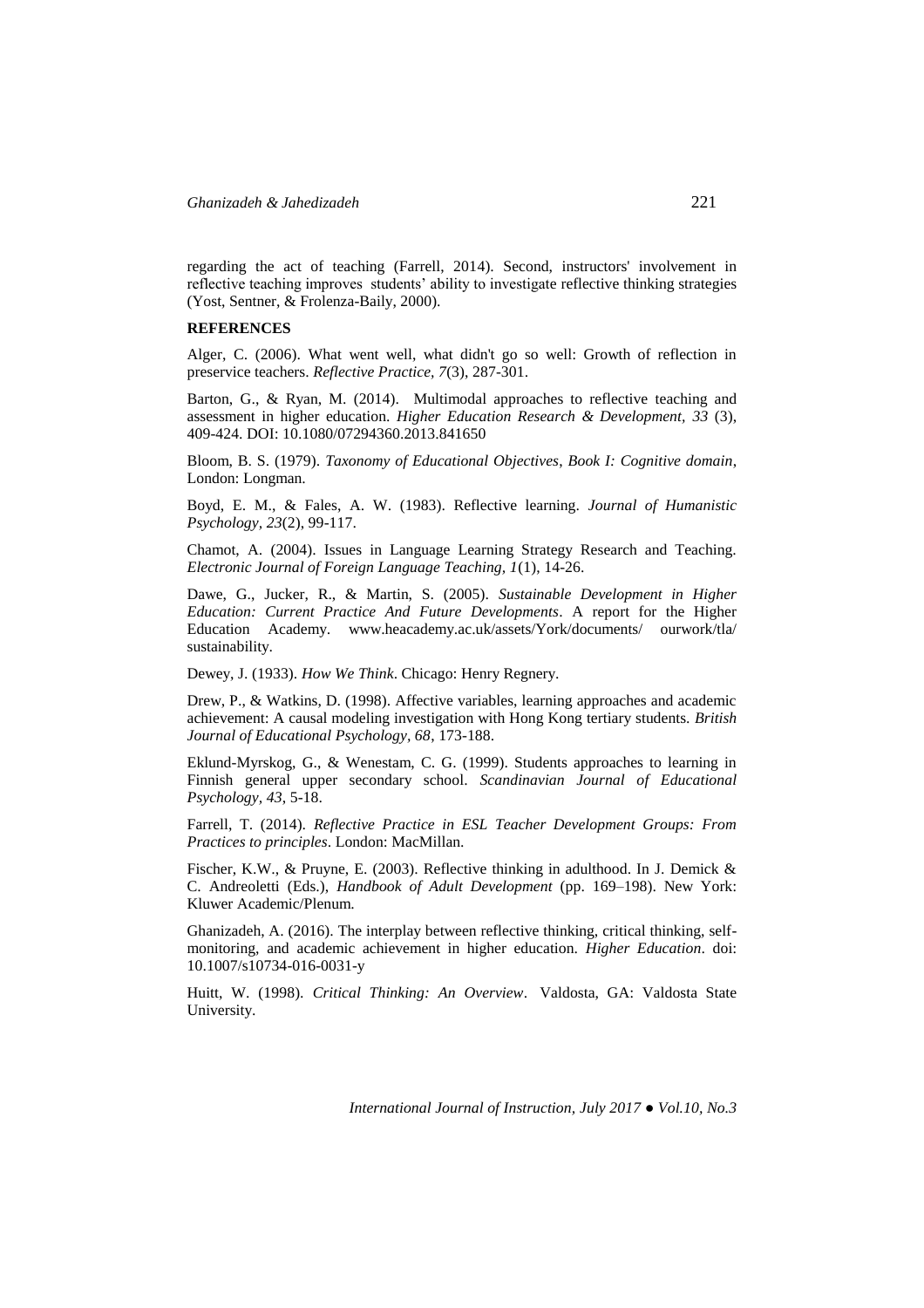regarding the act of teaching (Farrell, 2014). Second, instructors' involvement in reflective teaching improves students' ability to investigate reflective thinking strategies (Yost, Sentner, & Frolenza-Baily, 2000).

## REFERENCES

Alger, C. (2006). What went well, what didn't go so well: Growth of reflection in preservice teachers. *Reflective Practice, 7*(3), 287-301.

Barton, G., & Ryan, M. (2014). Multimodal approaches to reflective teaching and assessment in higher education. *Higher Education Research & Development, 33* (3), 409-424. DOI: 10.1080/07294360.2013.841650

Bloom, B. S. (1979). *Taxonomy of Educational Objectives, Book I: Cognitive domain*, London: Longman.

Boyd, E. M., & Fales, A. W. (1983). Reflective learning. *Journal of Humanistic Psychology, 23*(2), 99-117.

Chamot, A. (2004). Issues in Language Learning Strategy Research and Teaching. *Electronic Journal of Foreign Language Teaching, 1*(1), 14-26.

Dawe, G., Jucker, R., & Martin, S. (2005). *Sustainable Development in Higher Education: Current Practice And Future Developments*. A report for the Higher Education Academy. www.heacademy.ac.uk/assets/York/documents/ ourwork/tla/ sustainability.

Dewey, J. (1933). *How We Think*. Chicago: Henry Regnery.

Drew, P., & Watkins, D. (1998). Affective variables, learning approaches and academic achievement: A causal modeling investigation with Hong Kong tertiary students. *British Journal of Educational Psychology, 68*, 173-188.

Eklund-Myrskog, G., & Wenestam, C. G. (1999). Students approaches to learning in Finnish general upper secondary school. *Scandinavian Journal of Educational Psychology, 43*, 5-18.

Farrell, T. (2014). *Reflective Practice in ESL Teacher Development Groups: From Practices to principles*. London: MacMillan.

Fischer, K.W., & Pruyne, E. (2003). Reflective thinking in adulthood. In J. Demick & C. Andreoletti (Eds.), *Handbook of Adult Development* (pp. 169–198). New York: Kluwer Academic/Plenum.

Ghanizadeh, A. (2016). The interplay between reflective thinking, critical thinking, self-monitoring, and academic achievement in higher education. *Higher Education*. doi: 10.1007/s10734-016-0031-y

Huitt, W. (1998). *Critical Thinking: An Overview*. Valdosta, GA: Valdosta State University.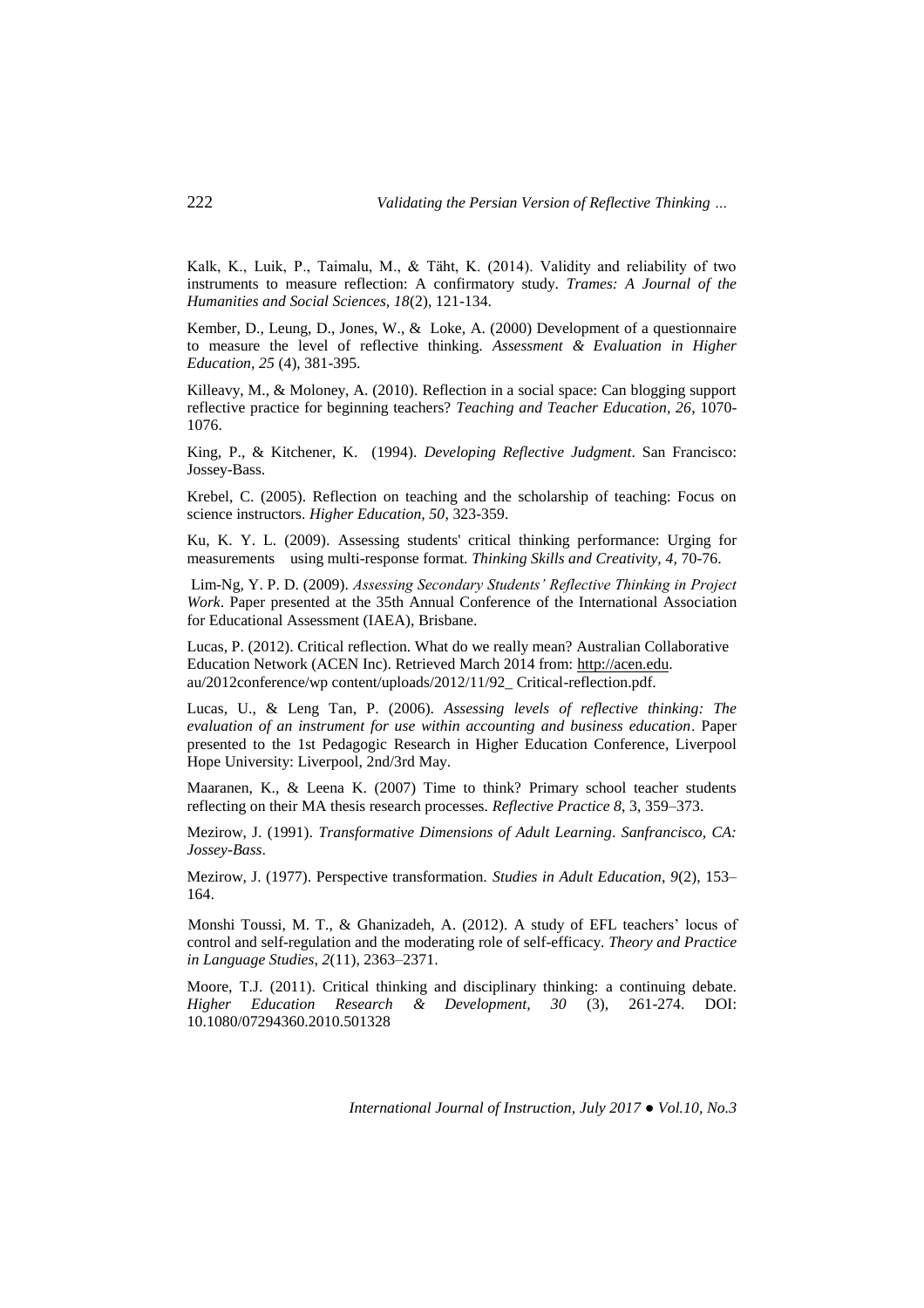Kalk, K., Luik, P., Taimalu, M., & Täht, K. (2014). Validity and reliability of two instruments to measure reflection: A confirmatory study. *Trames: A Journal of the Humanities and Social Sciences, 18*(2), 121-134.

Kember, D., Leung, D., Jones, W., & Loke, A. (2000) Development of a questionnaire to measure the level of reflective thinking. *Assessment & Evaluation in Higher Education, 25* (4), 381-395.

Killeavy, M., & Moloney, A. (2010). Reflection in a social space: Can blogging support reflective practice for beginning teachers? *Teaching and Teacher Education, 26*, 1070-1076.

King, P., & Kitchener, K. (1994). *Developing Reflective Judgment*. San Francisco: Jossey-Bass.

Krebel, C. (2005). Reflection on teaching and the scholarship of teaching: Focus on science instructors. *Higher Education, 50*, 323-359.

Ku, K. Y. L. (2009). Assessing students' critical thinking performance: Urging for measurements using multi-response format. *Thinking Skills and Creativity, 4,* 70-76.

Lim-Ng, Y. P. D. (2009). *Assessing Secondary Students' Reflective Thinking in Project Work*. Paper presented at the 35th Annual Conference of the International Association for Educational Assessment (IAEA), Brisbane.

Lucas, P. (2012). Critical reflection. What do we really mean? Australian Collaborative Education Network (ACEN Inc). Retrieved March 2014 from: http://acen.edu. au/2012conference/wp content/uploads/2012/11/92_ Critical-reflection.pdf.

Lucas, U., & Leng Tan, P. (2006). *Assessing levels of reflective thinking: The evaluation of an instrument for use within accounting and business education*. Paper presented to the 1st Pedagogic Research in Higher Education Conference, Liverpool Hope University: Liverpool, 2nd/3rd May.

Maaranen, K., & Leena K. (2007) Time to think? Primary school teacher students reflecting on their MA thesis research processes. *Reflective Practice 8*, 3, 359–373.

Mezirow, J. (1991). *Transformative Dimensions of Adult Learning*. *Sanfrancisco, CA: Jossey-Bass*.

Mezirow, J. (1977). Perspective transformation. *Studies in Adult Education, 9*(2), 153–164.

Monshi Toussi, M. T., & Ghanizadeh, A. (2012). A study of EFL teachers' locus of control and self-regulation and the moderating role of self-efficacy. *Theory and Practice in Language Studies*, *2*(11), 2363–2371.

Moore, T.J. (2011). Critical thinking and disciplinary thinking: a continuing debate. *Higher Education Research & Development, 30* (3), 261-274. DOI: 10.1080/07294360.2010.501328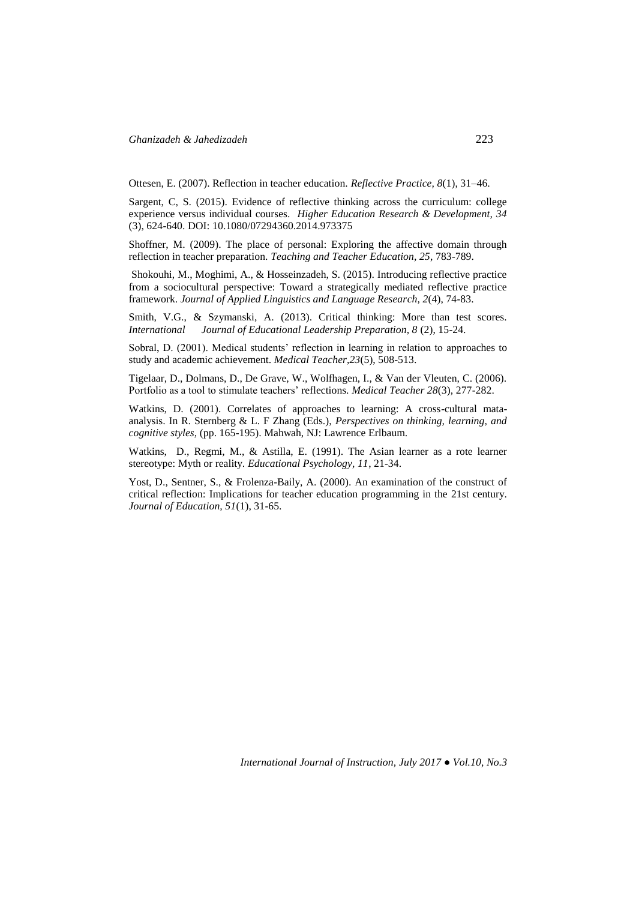Ottesen, E. (2007). Reflection in teacher education. *Reflective Practice, 8*(1), 31–46.

Sargent, C, S. (2015). Evidence of reflective thinking across the curriculum: college experience versus individual courses. *Higher Education Research & Development, 34* (3), 624-640. DOI: 10.1080/07294360.2014.973375

Shoffner, M. (2009). The place of personal: Exploring the affective domain through reflection in teacher preparation. *Teaching and Teacher Education, 25*, 783-789.

Shokouhi, M., Moghimi, A., & Hosseinzadeh, S. (2015). Introducing reflective practice from a sociocultural perspective: Toward a strategically mediated reflective practice framework. *Journal of Applied Linguistics and Language Research, 2*(4), 74-83.

Smith, V.G., & Szymanski, A. (2013). Critical thinking: More than test scores. *International Journal of Educational Leadership Preparation, 8* (2), 15-24.

Sobral, D. (2001). Medical students' reflection in learning in relation to approaches to study and academic achievement. *Medical Teacher,23*(5), 508-513.

Tigelaar, D., Dolmans, D., De Grave, W., Wolfhagen, I., & Van der Vleuten, C. (2006). Portfolio as a tool to stimulate teachers' reflections. *Medical Teacher 28*(3), 277-282.

Watkins, D. (2001). Correlates of approaches to learning: A cross-cultural mata-analysis. In R. Sternberg & L. F Zhang (Eds.), *Perspectives on thinking, learning, and cognitive styles*, (pp. 165-195). Mahwah, NJ: Lawrence Erlbaum.

Watkins, D., Regmi, M., & Astilla, E. (1991). The Asian learner as a rote learner stereotype: Myth or reality. *Educational Psychology, 11*, 21-34.

Yost, D., Sentner, S., & Frolenza-Baily, A. (2000). An examination of the construct of critical reflection: Implications for teacher education programming in the 21st century. *Journal of Education, 51*(1), 31-65.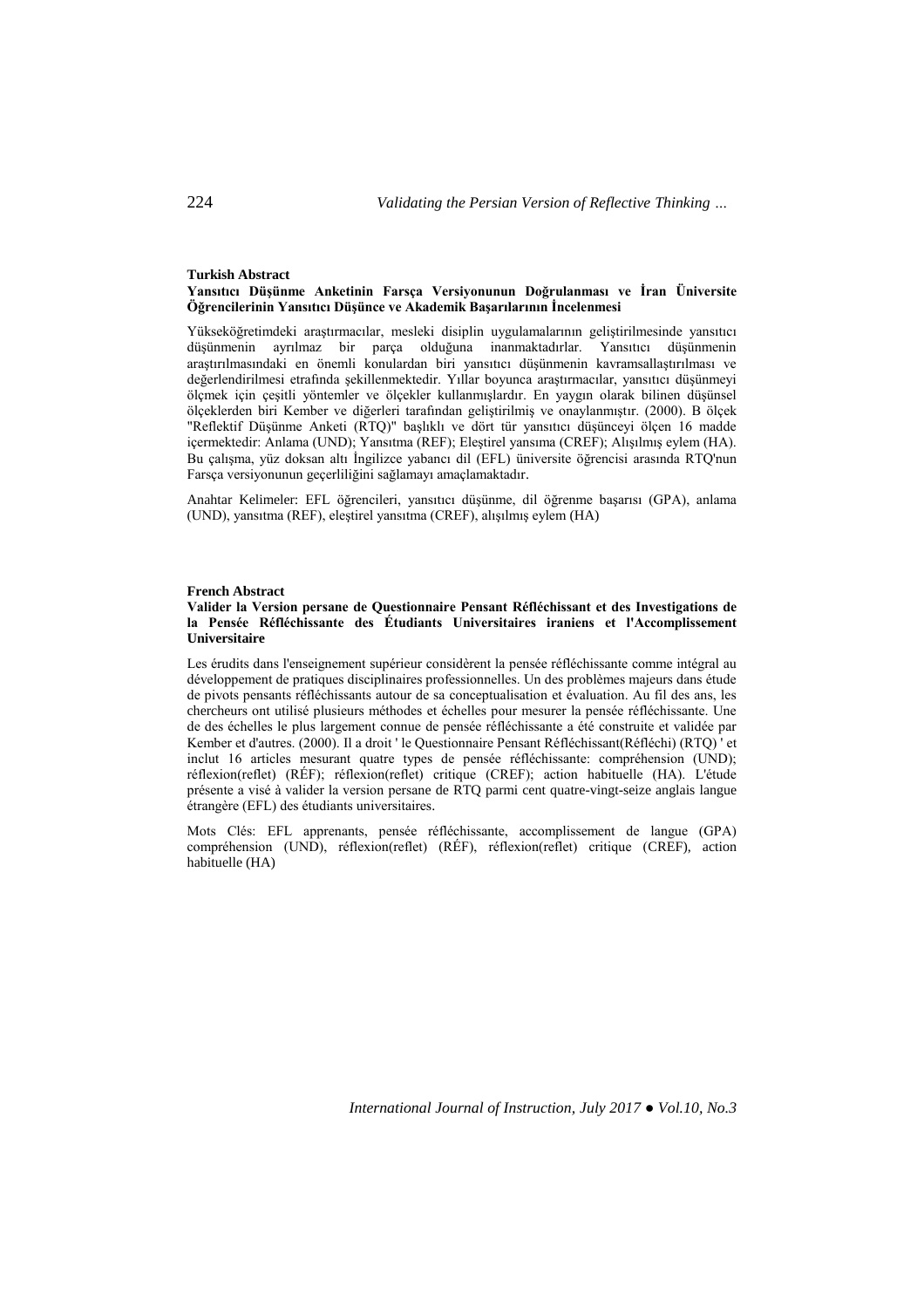**Turkish Abstract**

**Yansıtıcı Düşünme Anketinin Farsça Versiyonunun Doğrulanması ve İran Üniversite Öğrencilerinin Yansıtıcı Düşünce ve Akademik Başarılarının İncelenmesi**

Yükseköğretimdeki araştırmacılar, mesleki disiplin uygulamalarının geliştirilmesinde yansıtıcı düşünmenin ayrılmaz bir parça olduğuna inanmaktadırlar. Yansıtıcı düşünmenin araştırılmasındaki en önemli konulardan biri yansıtıcı düşünmenin kavramsallaştırılması ve değerlendirilmesi etrafında şekillenmektedir. Yıllar boyunca araştırmacılar, yansıtıcı düşünmeyi ölçmek için çeşitli yöntemler ve ölçekler kullanmışlardır. En yaygın olarak bilinen düşünsel ölçeklerden biri Kember ve diğerleri tarafından geliştirilmiş ve onaylanmıştır. (2000). B ölçek "Reflektif Düşünme Anketi (RTQ)" başlıklı ve dört tür yansıtıcı düşünceyi ölçen 16 madde içermektedir: Anlama (UND); Yansıtma (REF); Eleştirel yansıma (CREF); Alışılmış eylem (HA). Bu çalışma, yüz doksan altı İngilizce yabancı dil (EFL) üniversite öğrencisi arasında RTQ'nun Farsça versiyonunun geçerliliğini sağlamayı amaçlamaktadır.

Anahtar Kelimeler: EFL öğrencileri, yansıtıcı düşünme, dil öğrenme başarısı (GPA), anlama (UND), yansıtma (REF), eleştirel yansıtma (CREF), alışılmış eylem (HA)

**French Abstract**

**Valider la Version persane de Questionnaire Pensant Réfléchissant et des Investigations de la Pensée Réfléchissante des Étudiants Universitaires iraniens et l'Accomplissement Universitaire**

Les érudits dans l'enseignement supérieur considèrent la pensée réfléchissante comme intégral au développement de pratiques disciplinaires professionnelles. Un des problèmes majeurs dans étude de pivots pensants réfléchissants autour de sa conceptualisation et évaluation. Au fil des ans, les chercheurs ont utilisé plusieurs méthodes et échelles pour mesurer la pensée réfléchissante. Une de des échelles le plus largement connue de pensée réfléchissante a été construite et validée par Kember et d'autres. (2000). Il a droit ' le Questionnaire Pensant Réfléchissant(Réfléchi) (RTQ) ' et inclut 16 articles mesurant quatre types de pensée réfléchissante: compréhension (UND); réflexion(reflet) (RÉF); réflexion(reflet) critique (CREF); action habituelle (HA). L'étude présente a visé à valider la version persane de RTQ parmi cent quatre-vingt-seize anglais langue étrangère (EFL) des étudiants universitaires.

Mots Clés: EFL apprenants, pensée réfléchissante, accomplissement de langue (GPA) compréhension (UND), réflexion(reflet) (RÉF), réflexion(reflet) critique (CREF), action habituelle (HA)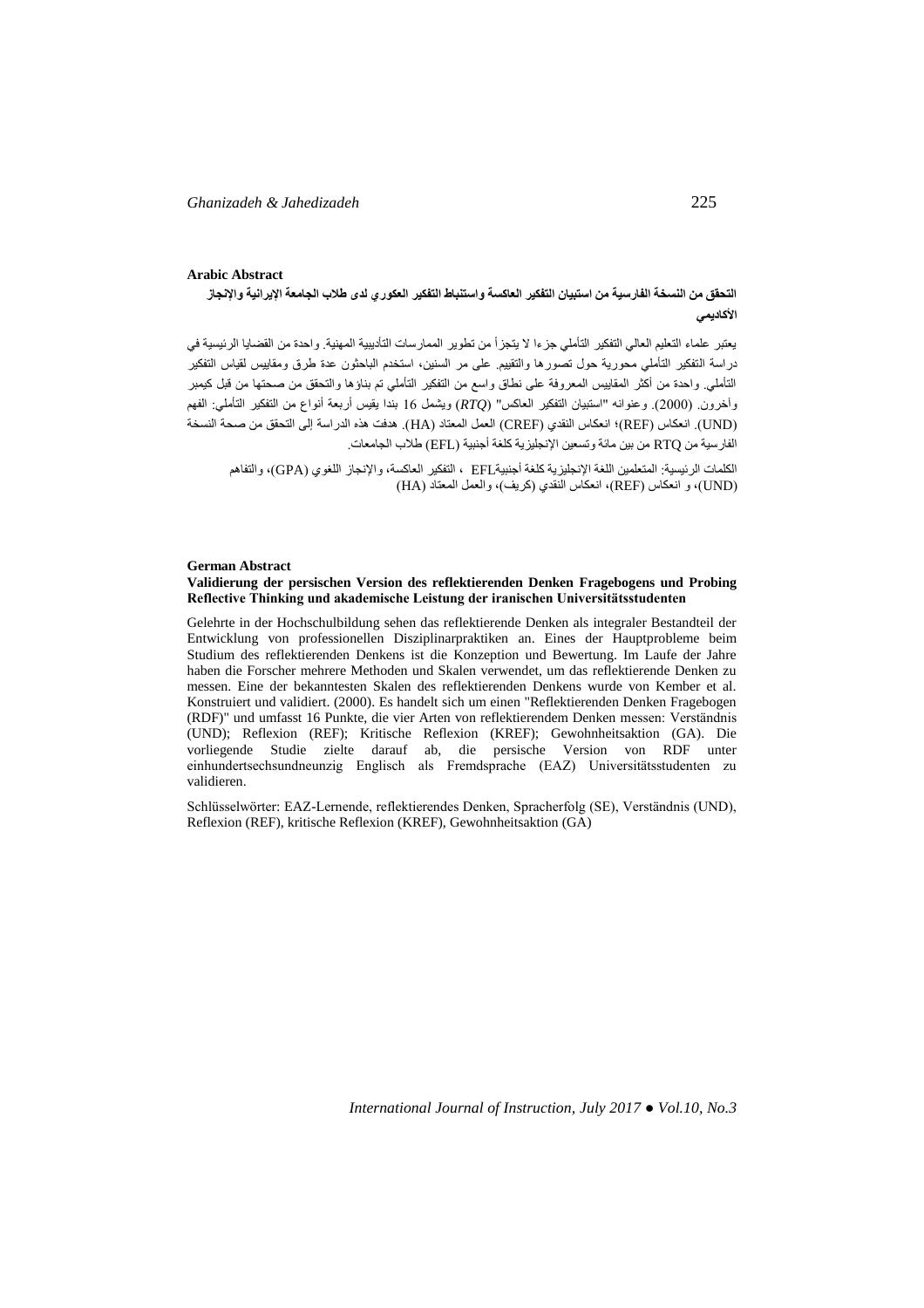**Arabic Abstract**

**التحقق من النسخة الفارسية من استبيان التفكير العاكسة واستنباط التفكير العكوري لدى طلاب الجامعة الإيرانية والإنجاز الأكاديمي**

يعتبر علماء التعليم العالي التفكير التأملي جزءا لا يتجزأ من تطوير الممارسات التأديبية المهنية. واحدة من القضايا الرئيسية في دراسة التفكير التأملي محورية حول تصورها والتقييم. على مر السنين، استخدم الباحثون عدة طرق ومقاييس لقياس التفكير التأملي. واحدة من أكثر المقاييس المعروفة على نطاق واسع من التفكير التأملي تم بناؤها والتحقق من صحتها من قبل كيمبر وآخرون. (2000). وعنوانه "استبيان التفكير العاكس" (*RTQ*) ويشمل 16 بندا يقيس أربعة أنواع من التفكير التأملي: الفهم (UND). انعكاس (REF)؛ انعكاس النقدي (CREF) العمل المعتاد (HA). هدفت هذه الدراسة إلى التحقق من صحة النسخة الفارسية من RTQ من بين مائة وتسعين الإنجليزية كلغة أجنبية (EFL) طلاب الجامعات.

الكلمات الرئيسية: المتعلمين اللغة الإنجليزية كلغة أجنبيةEFL ، التفكير العاكسة، والإنجاز اللغوي (GPA)، والتفاهم (UND)، و انعكاس (REF)، انعكاس النقدي (كريف)، والعمل المعتاد (HA)

**German Abstract**

**Validierung der persischen Version des reflektierenden Denken Fragebogens und Probing Reflective Thinking und akademische Leistung der iranischen Universitätsstudenten**

Gelehrte in der Hochschulbildung sehen das reflektierende Denken als integraler Bestandteil der Entwicklung von professionellen Disziplinarpraktiken an. Eines der Hauptprobleme beim Studium des reflektierenden Denkens ist die Konzeption und Bewertung. Im Laufe der Jahre haben die Forscher mehrere Methoden und Skalen verwendet, um das reflektierende Denken zu messen. Eine der bekanntesten Skalen des reflektierenden Denkens wurde von Kember et al. Konstruiert und validiert. (2000). Es handelt sich um einen "Reflektierenden Denken Fragebogen (RDF)" und umfasst 16 Punkte, die vier Arten von reflektierendem Denken messen: Verständnis (UND); Reflexion (REF); Kritische Reflexion (KREF); Gewohnheitsaktion (GA). Die vorliegende Studie zielte darauf ab, die persische Version von RDF unter einhundertsechsundneunzig Englisch als Fremdsprache (EAZ) Universitätsstudenten zu validieren.

Schlüsselwörter: EAZ-Lernende, reflektierendes Denken, Spracherfolg (SE), Verständnis (UND), Reflexion (REF), kritische Reflexion (KREF), Gewohnheitsaktion (GA)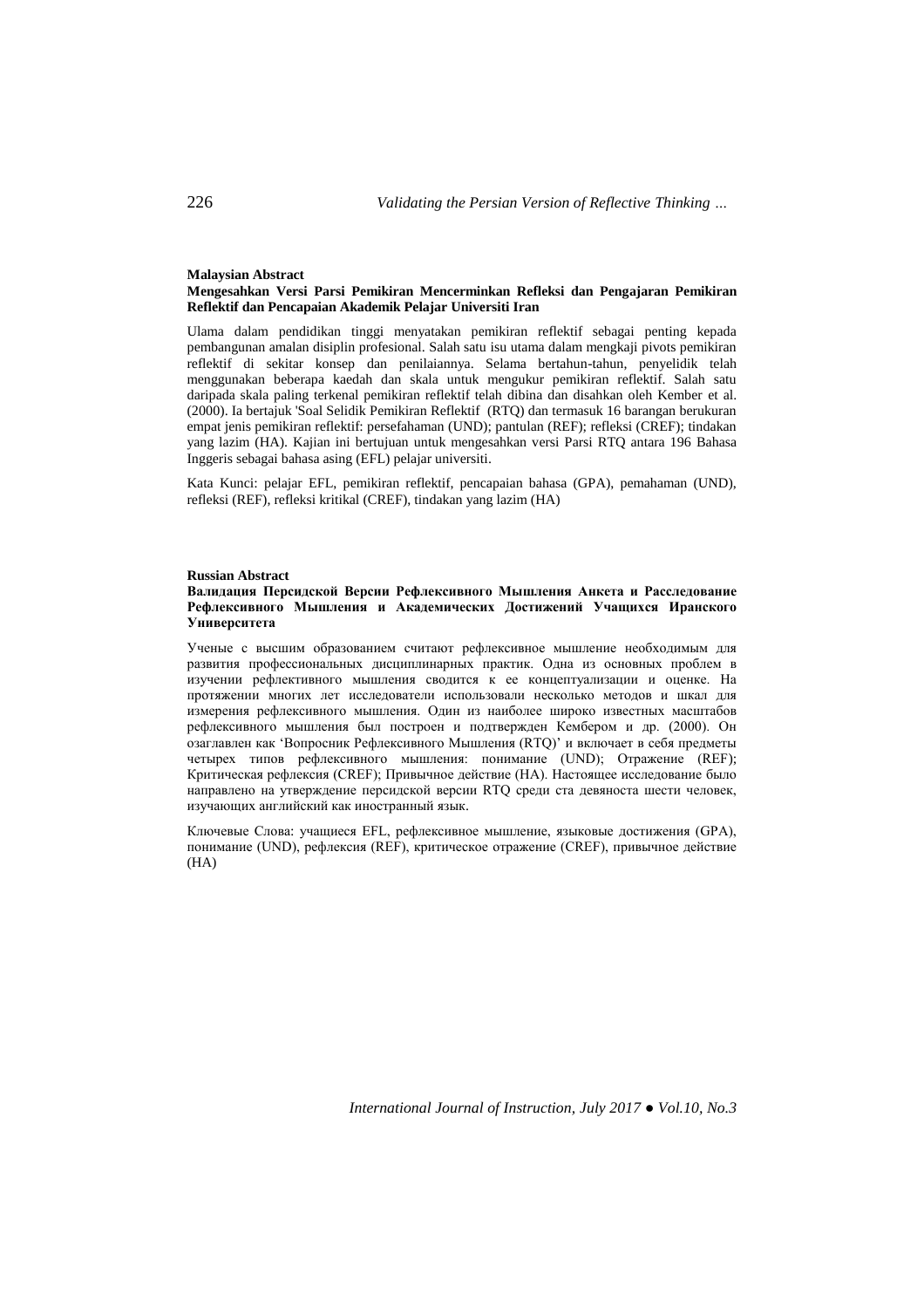**Malaysian Abstract**

**Mengesahkan Versi Parsi Pemikiran Mencerminkan Refleksi dan Pengajaran Pemikiran Reflektif dan Pencapaian Akademik Pelajar Universiti Iran**

Ulama dalam pendidikan tinggi menyatakan pemikiran reflektif sebagai penting kepada pembangunan amalan disiplin profesional. Salah satu isu utama dalam mengkaji pivots pemikiran reflektif di sekitar konsep dan penilaiannya. Selama bertahun-tahun, penyelidik telah menggunakan beberapa kaedah dan skala untuk mengukur pemikiran reflektif. Salah satu daripada skala paling terkenal pemikiran reflektif telah dibina dan disahkan oleh Kember et al. (2000). Ia bertajuk 'Soal Selidik Pemikiran Reflektif (RTQ) dan termasuk 16 barangan berukuran empat jenis pemikiran reflektif: persefahaman (UND); pantulan (REF); refleksi (CREF); tindakan yang lazim (HA). Kajian ini bertujuan untuk mengesahkan versi Parsi RTQ antara 196 Bahasa Inggeris sebagai bahasa asing (EFL) pelajar universiti.

Kata Kunci: pelajar EFL, pemikiran reflektif, pencapaian bahasa (GPA), pemahaman (UND), refleksi (REF), refleksi kritikal (CREF), tindakan yang lazim (HA)

**Russian Abstract**

**Валидация Персидской Версии Рефлексивного Мышления Анкета и Расследование Рефлексивного Мышления и Академических Достижений Учащихся Иранского Университета**

Ученые с высшим образованием считают рефлексивное мышление необходимым для развития профессиональных дисциплинарных практик. Одна из основных проблем в изучении рефлективного мышления сводится к ее концептуализации и оценке. На протяжении многих лет исследователи использовали несколько методов и шкал для измерения рефлексивного мышления. Один из наиболее широко известных масштабов рефлексивного мышления был построен и подтвержден Кембером и др. (2000). Он озаглавлен как 'Вопросник Рефлексивного Мышления (RTQ)' и включает в себя предметы четырех типов рефлексивного мышления: понимание (UND); Отражение (REF); Критическая рефлексия (CREF); Привычное действие (HA). Настоящее исследование было направлено на утверждение персидской версии RTQ среди ста девяноста шести человек, изучающих английский как иностранный язык.

Ключевые Слова: учащиеся EFL, рефлексивное мышление, языковые достижения (GPA), понимание (UND), рефлексия (REF), критическое отражение (CREF), привычное действие (HA)